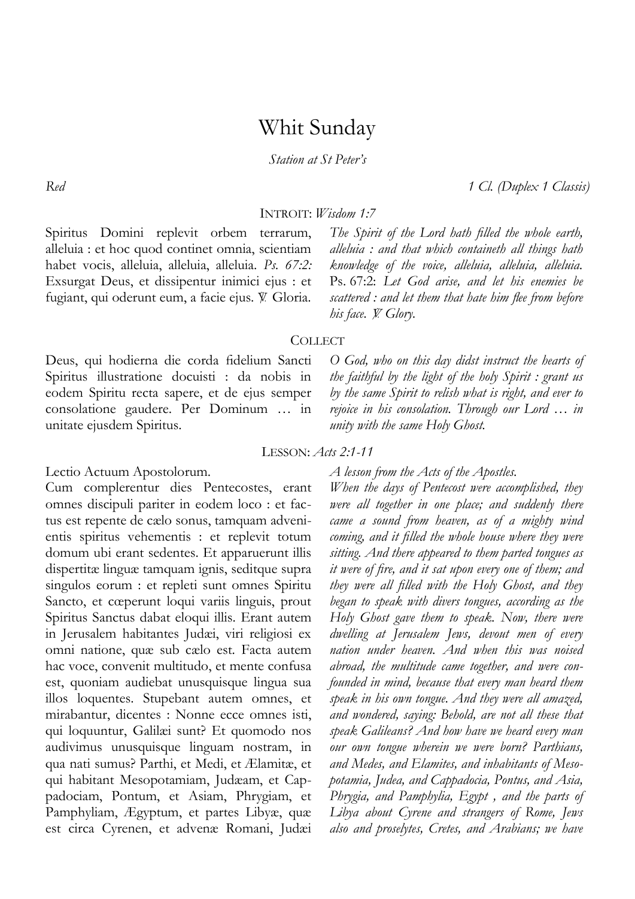# Whit Sunday

*Station at St Peter's*

*Red* — *1 Cl. (Duplex 1 Classis)*

## INTROIT: *Wisdom 1:7*

Spiritus Domini replevit orbem terrarum, alleluia : et hoc quod continet omnia, scientiam habet vocis, alleluia, alleluia, alleluia. *Ps. 67:2:* Exsurgat Deus, et dissipentur inimici ejus : et fugiant, qui oderunt eum, a facie ejus. ℣. Gloria.

*The Spirit of the Lord hath filled the whole earth, alleluia : and that which containeth all things hath knowledge of the voice, alleluia, alleluia, alleluia.* Ps. 67:2: *Let God arise, and let his enemies be scattered : and let them that hate him flee from before his face. ℣. Glory.*

## COLLECT

Deus, qui hodierna die corda fidelium Sancti Spiritus illustratione docuisti : da nobis in eodem Spiritu recta sapere, et de ejus semper consolatione gaudere. Per Dominum … in unitate ejusdem Spiritus.

*O God, who on this day didst instruct the hearts of the faithful by the light of the holy Spirit : grant us by the same Spirit to relish what is right, and ever to rejoice in his consolation. Through our Lord … in unity with the same Holy Ghost.*

## LESSON: *Acts 2:1-11*

Lectio Actuum Apostolorum.
Cum complerentur dies Pentecostes, erant omnes discipuli pariter in eodem loco : et factus est repente de cælo sonus, tamquam advenientis spiritus vehementis : et replevit totum domum ubi erant sedentes. Et apparuerunt illis dispertitæ linguæ tamquam ignis, seditque supra singulos eorum : et repleti sunt omnes Spiritu Sancto, et cœperunt loqui variis linguis, prout Spiritus Sanctus dabat eloqui illis. Erant autem in Jerusalem habitantes Judæi, viri religiosi ex omni natione, quæ sub cælo est. Facta autem hac voce, convenit multitudo, et mente confusa est, quoniam audiebat unusquisque lingua sua illos loquentes. Stupebant autem omnes, et mirabantur, dicentes : Nonne ecce omnes isti, qui loquuntur, Galilæi sunt? Et quomodo nos audivimus unusquisque linguam nostram, in qua nati sumus? Parthi, et Medi, et Ælamitæ, et qui habitant Mesopotamiam, Judæam, et Cappadociam, Pontum, et Asiam, Phrygiam, et Pamphyliam, Ægyptum, et partes Libyæ, quæ est circa Cyrenen, et advenæ Romani, Judæi

*A lesson from the Acts of the Apostles.*
*When the days of Pentecost were accomplished, they were all together in one place; and suddenly there came a sound from heaven, as of a mighty wind coming, and it filled the whole house where they were sitting. And there appeared to them parted tongues as it were of fire, and it sat upon every one of them; and they were all filled with the Holy Ghost, and they began to speak with divers tongues, according as the Holy Ghost gave them to speak. Now, there were dwelling at Jerusalem Jews, devout men of every nation under heaven. And when this was noised abroad, the multitude came together, and were confounded in mind, because that every man heard them speak in his own tongue. And they were all amazed, and wondered, saying: Behold, are not all these that speak Galileans? And how have we heard every man our own tongue wherein we were born? Parthians, and Medes, and Elamites, and inhabitants of Mesopotamia, Judea, and Cappadocia, Pontus, and Asia, Phrygia, and Pamphylia, Egypt , and the parts of Libya about Cyrene and strangers of Rome, Jews also and proselytes, Cretes, and Arabians; we have*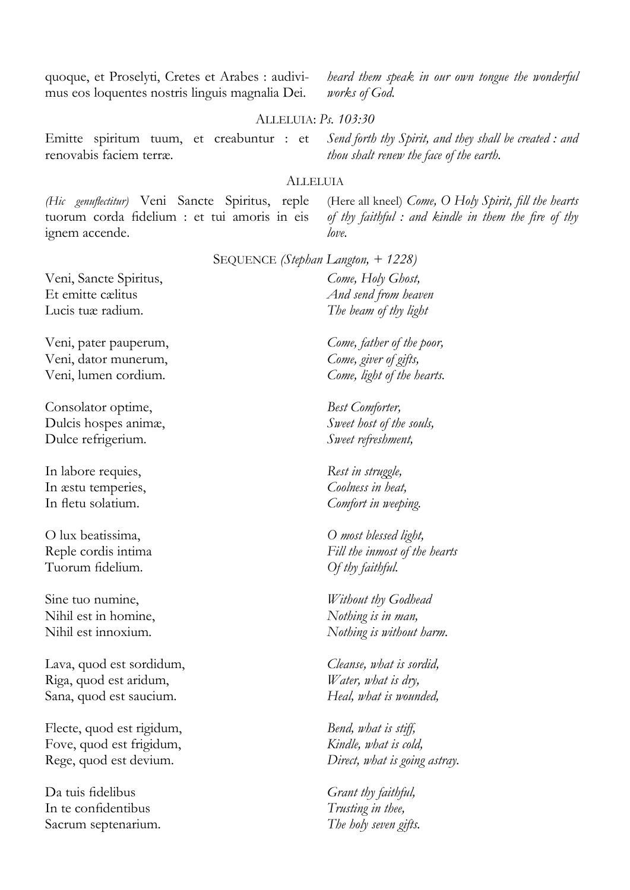| | |
|---|---|
| quoque, et Proselyti, Cretes et Arabes : audivimus eos loquentes nostris linguis magnalia Dei. | *heard them speak in our own tongue the wonderful works of God.* |

ALLELUIA: *Ps. 103:30*

| | |
|---|---|
| Emitte spiritum tuum, et creabuntur : et renovabis faciem terræ. | *Send forth thy Spirit, and they shall be created : and thou shalt renew the face of the earth.* |

ALLELUIA

| | |
|---|---|
| *(Hic genuflectitur)* Veni Sancte Spiritus, reple tuorum corda fidelium : et tui amoris in eis ignem accende. | (Here all kneel) *Come, O Holy Spirit, fill the hearts of thy faithful : and kindle in them the fire of thy love.* |

SEQUENCE *(Stephan Langton, + 1228)*

| | |
|---|---|
| Veni, Sancte Spiritus,<br>Et emitte cælitus<br>Lucis tuæ radium. | *Come, Holy Ghost,<br>And send from heaven<br>The beam of thy light* |
| Veni, pater pauperum,<br>Veni, dator munerum,<br>Veni, lumen cordium. | *Come, father of the poor,<br>Come, giver of gifts,<br>Come, light of the hearts.* |
| Consolator optime,<br>Dulcis hospes animæ,<br>Dulce refrigerium. | *Best Comforter,<br>Sweet host of the souls,<br>Sweet refreshment,* |
| In labore requies,<br>In æstu temperies,<br>In fletu solatium. | *Rest in struggle,<br>Coolness in heat,<br>Comfort in weeping.* |
| O lux beatissima,<br>Reple cordis intima<br>Tuorum fidelium. | *O most blessed light,<br>Fill the inmost of the hearts<br>Of thy faithful.* |
| Sine tuo numine,<br>Nihil est in homine,<br>Nihil est innoxium. | *Without thy Godhead<br>Nothing is in man,<br>Nothing is without harm.* |
| Lava, quod est sordidum,<br>Riga, quod est aridum,<br>Sana, quod est saucium. | *Cleanse, what is sordid,<br>Water, what is dry,<br>Heal, what is wounded,* |
| Flecte, quod est rigidum,<br>Fove, quod est frigidum,<br>Rege, quod est devium. | *Bend, what is stiff,<br>Kindle, what is cold,<br>Direct, what is going astray.* |
| Da tuis fidelibus<br>In te confidentibus<br>Sacrum septenarium. | *Grant thy faithful,<br>Trusting in thee,<br>The holy seven gifts.* |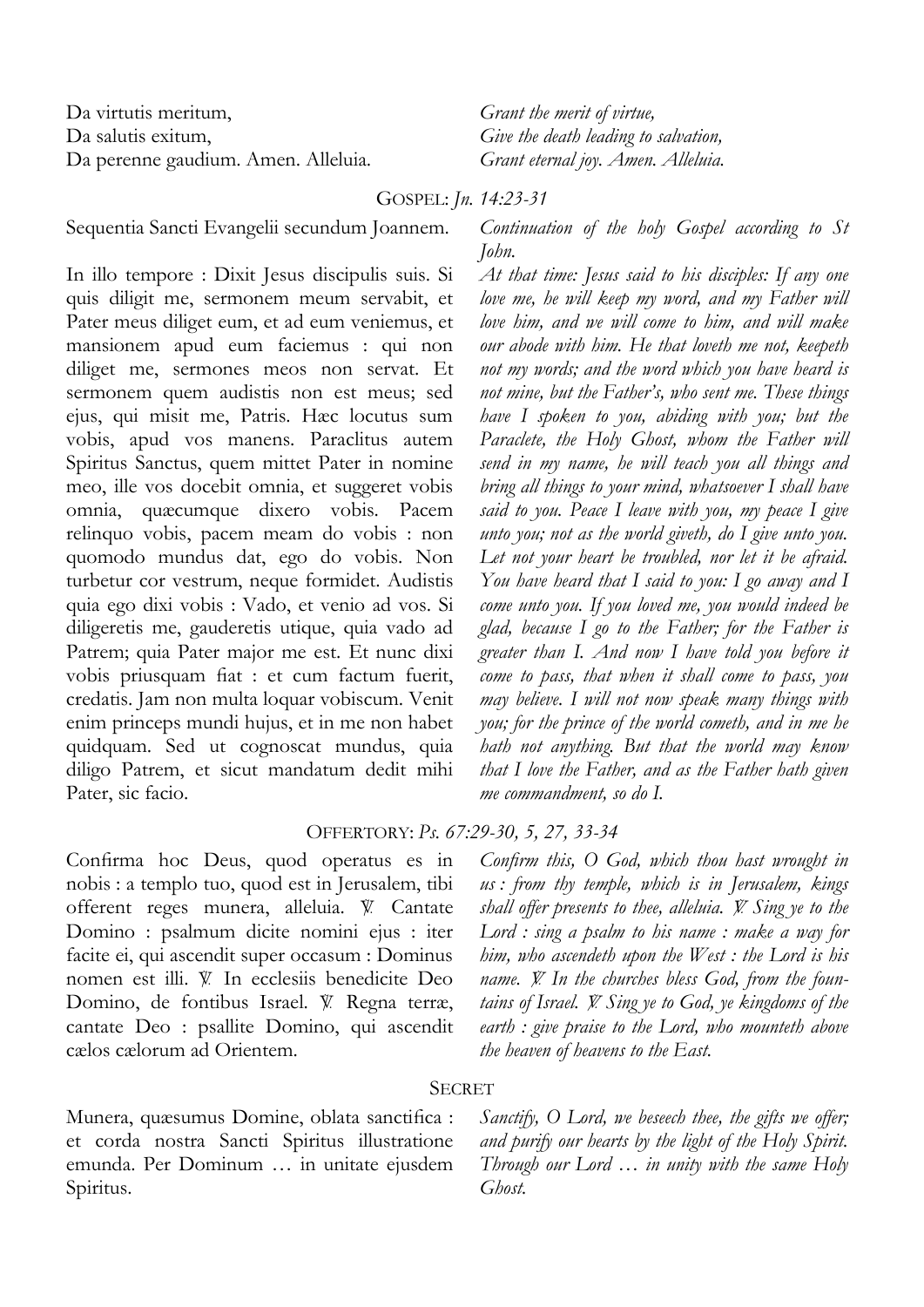Da virtutis meritum,
Da salutis exitum,
Da perenne gaudium. Amen. Alleluia.

*Grant the merit of virtue,*
*Give the death leading to salvation,*
*Grant eternal joy. Amen. Alleluia.*

## GOSPEL: *Jn. 14:23-31*

Sequentia Sancti Evangelii secundum Joannem.

*Continuation of the holy Gospel according to St John.*

In illo tempore : Dixit Jesus discipulis suis. Si quis diligit me, sermonem meum servabit, et Pater meus diliget eum, et ad eum veniemus, et mansionem apud eum faciemus : qui non diliget me, sermones meos non servat. Et sermonem quem audistis non est meus; sed ejus, qui misit me, Patris. Hæc locutus sum vobis, apud vos manens. Paraclitus autem Spiritus Sanctus, quem mittet Pater in nomine meo, ille vos docebit omnia, et suggeret vobis omnia, quæcumque dixero vobis. Pacem relinquo vobis, pacem meam do vobis : non quomodo mundus dat, ego do vobis. Non turbetur cor vestrum, neque formidet. Audistis quia ego dixi vobis : Vado, et venio ad vos. Si diligeretis me, gauderetis utique, quia vado ad Patrem; quia Pater major me est. Et nunc dixi vobis priusquam fiat : et cum factum fuerit, credatis. Jam non multa loquar vobiscum. Venit enim princeps mundi hujus, et in me non habet quidquam. Sed ut cognoscat mundus, quia diligo Patrem, et sicut mandatum dedit mihi Pater, sic facio.

*At that time: Jesus said to his disciples: If any one love me, he will keep my word, and my Father will love him, and we will come to him, and will make our abode with him. He that loveth me not, keepeth not my words; and the word which you have heard is not mine, but the Father's, who sent me. These things have I spoken to you, abiding with you; but the Paraclete, the Holy Ghost, whom the Father will send in my name, he will teach you all things and bring all things to your mind, whatsoever I shall have said to you. Peace I leave with you, my peace I give unto you; not as the world giveth, do I give unto you. Let not your heart be troubled, nor let it be afraid. You have heard that I said to you: I go away and I come unto you. If you loved me, you would indeed be glad, because I go to the Father; for the Father is greater than I. And now I have told you before it come to pass, that when it shall come to pass, you may believe. I will not now speak many things with you; for the prince of the world cometh, and in me he hath not anything. But that the world may know that I love the Father, and as the Father hath given me commandment, so do I.*

## OFFERTORY: *Ps. 67:29-30, 5, 27, 33-34*

Confirma hoc Deus, quod operatus es in nobis : a templo tuo, quod est in Jerusalem, tibi offerent reges munera, alleluia. ℣. Cantate Domino : psalmum dicite nomini ejus : iter facite ei, qui ascendit super occasum : Dominus nomen est illi. ℣. In ecclesiis benedicite Deo Domino, de fontibus Israel. ℣. Regna terræ, cantate Deo : psallite Domino, qui ascendit cælos cælorum ad Orientem.

*Confirm this, O God, which thou hast wrought in us : from thy temple, which is in Jerusalem, kings shall offer presents to thee, alleluia. ℣. Sing ye to the Lord : sing a psalm to his name : make a way for him, who ascendeth upon the West : the Lord is his name. ℣. In the churches bless God, from the fountains of Israel. ℣. Sing ye to God, ye kingdoms of the earth : give praise to the Lord, who mounteth above the heaven of heavens to the East.*

## SECRET

Munera, quæsumus Domine, oblata sanctifica : et corda nostra Sancti Spiritus illustratione emunda. Per Dominum … in unitate ejusdem Spiritus.

*Sanctify, O Lord, we beseech thee, the gifts we offer; and purify our hearts by the light of the Holy Spirit. Through our Lord … in unity with the same Holy Ghost.*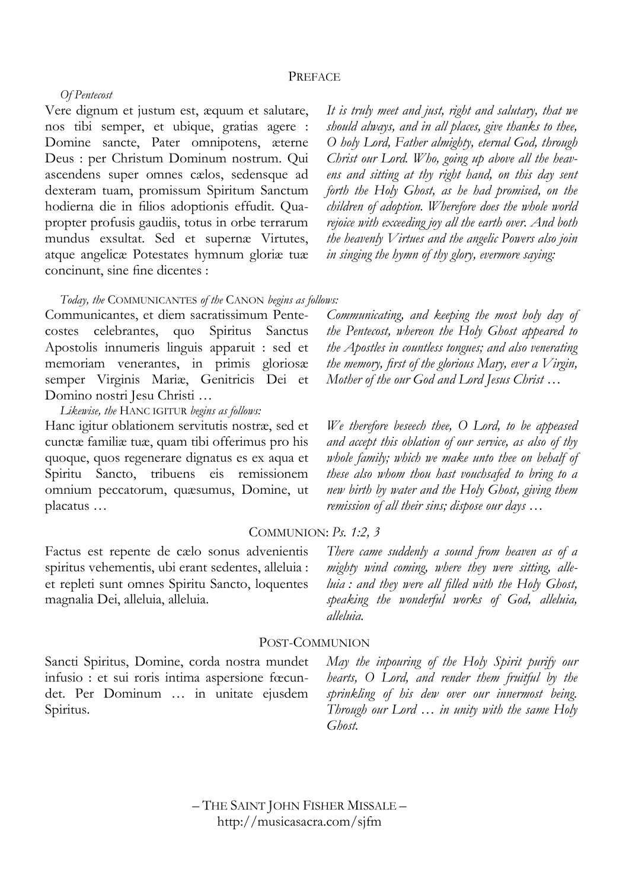## Preface

*Of Pentecost*

Vere dignum et justum est, æquum et salutare, nos tibi semper, et ubique, gratias agere : Domine sancte, Pater omnipotens, æterne Deus : per Christum Dominum nostrum. Qui ascendens super omnes cælos, sedensque ad dexteram tuam, promissum Spiritum Sanctum hodierna die in filios adoptionis effudit. Quapropter profusis gaudiis, totus in orbe terrarum mundus exsultat. Sed et supernæ Virtutes, atque angelicæ Potestates hymnum gloriæ tuæ concinunt, sine fine dicentes :

*It is truly meet and just, right and salutary, that we should always, and in all places, give thanks to thee, O holy Lord, Father almighty, eternal God, through Christ our Lord. Who, going up above all the heavens and sitting at thy right hand, on this day sent forth the Holy Ghost, as he had promised, on the children of adoption. Wherefore does the whole world rejoice with exceeding joy all the earth over. And both the heavenly Virtues and the angelic Powers also join in singing the hymn of thy glory, evermore saying:*

*Today, the* COMMUNICANTES *of the* CANON *begins as follows:*

Communicantes, et diem sacratissimum Pentecostes celebrantes, quo Spiritus Sanctus Apostolis innumeris linguis apparuit : sed et memoriam venerantes, in primis gloriosæ semper Virginis Mariæ, Genitricis Dei et Domino nostri Jesu Christi …

*Communicating, and keeping the most holy day of the Pentecost, whereon the Holy Ghost appeared to the Apostles in countless tongues; and also venerating the memory, first of the glorious Mary, ever a Virgin, Mother of the our God and Lord Jesus Christ …*

*Likewise, the* HANC IGITUR *begins as follows:*

Hanc igitur oblationem servitutis nostræ, sed et cunctæ familiæ tuæ, quam tibi offerimus pro his quoque, quos regenerare dignatus es ex aqua et Spiritu Sancto, tribuens eis remissionem omnium peccatorum, quæsumus, Domine, ut placatus …

*We therefore beseech thee, O Lord, to be appeased and accept this oblation of our service, as also of thy whole family; which we make unto thee on behalf of these also whom thou hast vouchsafed to bring to a new birth by water and the Holy Ghost, giving them remission of all their sins; dispose our days …*

## Communion: *Ps. 1:2, 3*

Factus est repente de cælo sonus advenientis spiritus vehementis, ubi erant sedentes, alleluia : et repleti sunt omnes Spiritu Sancto, loquentes magnalia Dei, alleluia, alleluia.

*There came suddenly a sound from heaven as of a mighty wind coming, where they were sitting, alleluia : and they were all filled with the Holy Ghost, speaking the wonderful works of God, alleluia, alleluia.*

## Post-Communion

Sancti Spiritus, Domine, corda nostra mundet infusio : et sui roris intima aspersione fœcundet. Per Dominum … in unitate ejusdem Spiritus.

*May the inpouring of the Holy Spirit purify our hearts, O Lord, and render them fruitful by the sprinkling of his dew over our innermost being. Through our Lord … in unity with the same Holy Ghost.*